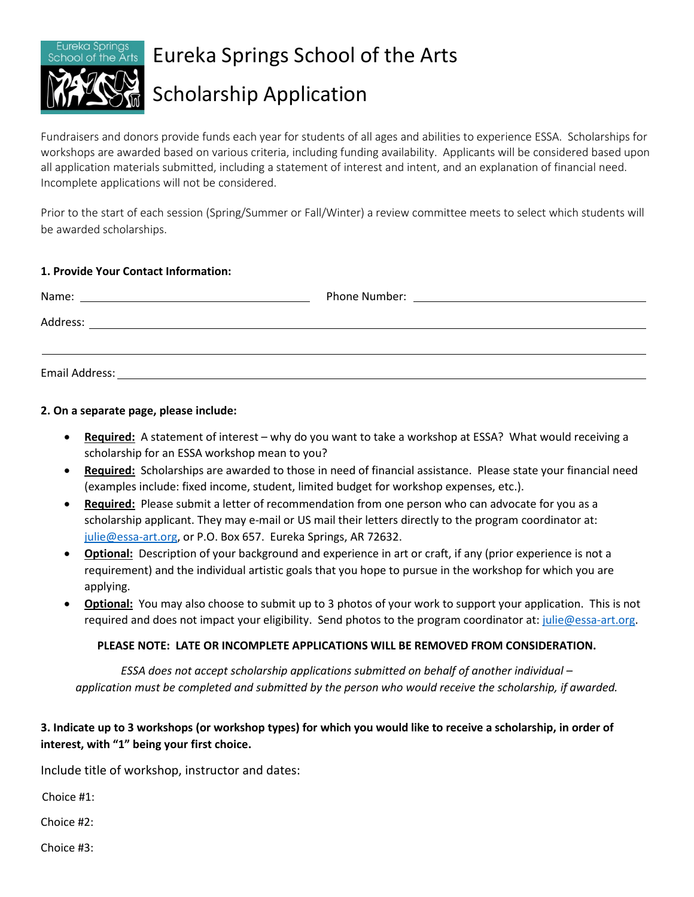# Eureka Springs School of the Arts

## Scholarship Application

Fundraisers and donors provide funds each year for students of all ages and abilities to experience ESSA. Scholarships for workshops are awarded based on various criteria, including funding availability. Applicants will be considered based upon all application materials submitted, including a statement of interest and intent, and an explanation of financial need. Incomplete applications will not be considered.

Prior to the start of each session (Spring/Summer or Fall/Winter) a review committee meets to select which students will be awarded scholarships.

**1. Provide Your Contact Information:**

Name: ______________________________ Phone Number: ______________________________

Address: ____________________________________________________________

____________________________________________________________

Email Address: ____________________________________________________________

**2. On a separate page, please include:**

- **Required:** A statement of interest – why do you want to take a workshop at ESSA? What would receiving a scholarship for an ESSA workshop mean to you?
- **Required:** Scholarships are awarded to those in need of financial assistance. Please state your financial need (examples include: fixed income, student, limited budget for workshop expenses, etc.).
- **Required:** Please submit a letter of recommendation from one person who can advocate for you as a scholarship applicant. They may e-mail or US mail their letters directly to the program coordinator at: julie@essa-art.org, or P.O. Box 657. Eureka Springs, AR 72632.
- **Optional:** Description of your background and experience in art or craft, if any (prior experience is not a requirement) and the individual artistic goals that you hope to pursue in the workshop for which you are applying.
- **Optional:** You may also choose to submit up to 3 photos of your work to support your application. This is not required and does not impact your eligibility. Send photos to the program coordinator at: julie@essa-art.org.

**PLEASE NOTE: LATE OR INCOMPLETE APPLICATIONS WILL BE REMOVED FROM CONSIDERATION.**

*ESSA does not accept scholarship applications submitted on behalf of another individual – application must be completed and submitted by the person who would receive the scholarship, if awarded.*

**3. Indicate up to 3 workshops (or workshop types) for which you would like to receive a scholarship, in order of interest, with "1" being your first choice.**

Include title of workshop, instructor and dates:

Choice #1:

Choice #2:

Choice #3: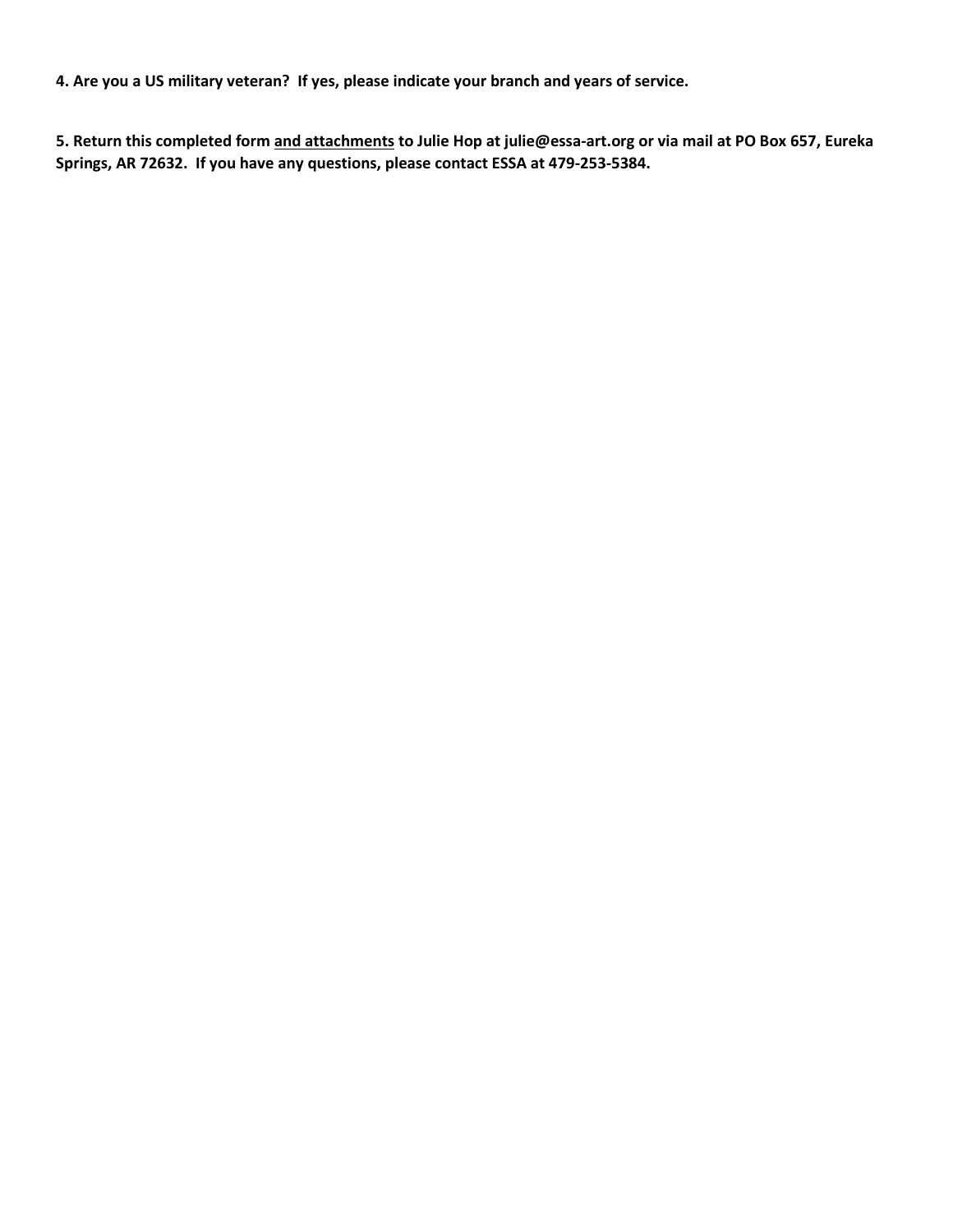**4. Are you a US military veteran? If yes, please indicate your branch and years of service.**

**5. Return this completed form <u>and attachments</u> to Julie Hop at julie@essa-art.org or via mail at PO Box 657, Eureka Springs, AR 72632. If you have any questions, please contact ESSA at 479-253-5384.**